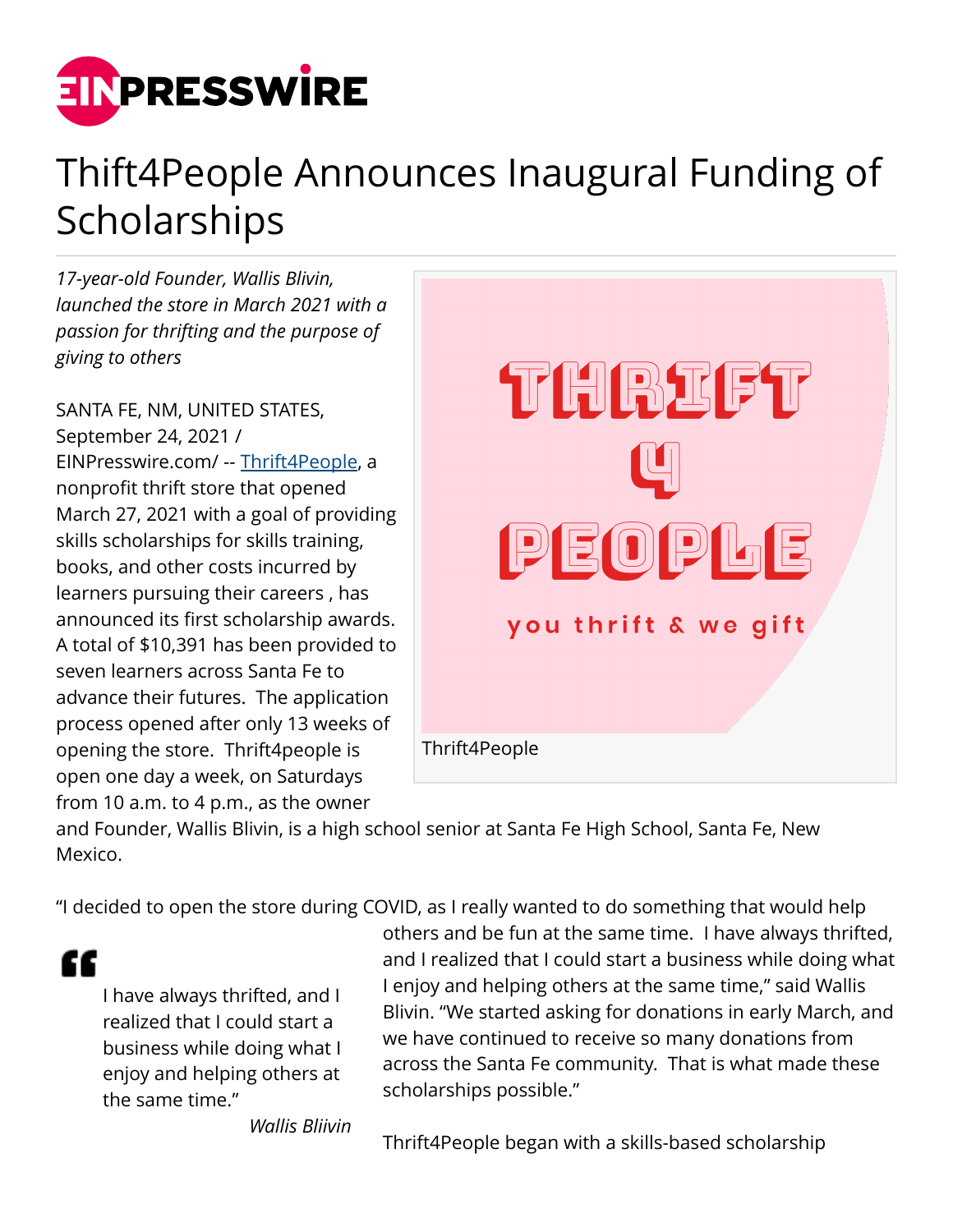# Thift4People Announces Inaugural Funding of Scholarships

*17-year-old Founder, Wallis Blivin, launched the store in March 2021 with a passion for thrifting and the purpose of giving to others*

SANTA FE, NM, UNITED STATES, September 24, 2021 / EINPresswire.com/ -- Thrift4People, a nonprofit thrift store that opened March 27, 2021 with a goal of providing skills scholarships for skills training, books, and other costs incurred by learners pursuing their careers , has announced its first scholarship awards. A total of $10,391 has been provided to seven learners across Santa Fe to advance their futures. The application process opened after only 13 weeks of opening the store. Thrift4people is open one day a week, on Saturdays from 10 a.m. to 4 p.m., as the owner and Founder, Wallis Blivin, is a high school senior at Santa Fe High School, Santa Fe, New Mexico.

THRIFT 4 PEOPLE

you thrift & we gift

Thrift4People

"I decided to open the store during COVID, as I really wanted to do something that would help others and be fun at the same time. I have always thrifted, and I realized that I could start a business while doing what I enjoy and helping others at the same time," said Wallis Blivin. "We started asking for donations in early March, and we have continued to receive so many donations from across the Santa Fe community. That is what made these scholarships possible."

> I have always thrifted, and I realized that I could start a business while doing what I enjoy and helping others at the same time."
>
> *Wallis Bliivin*

Thrift4People began with a skills-based scholarship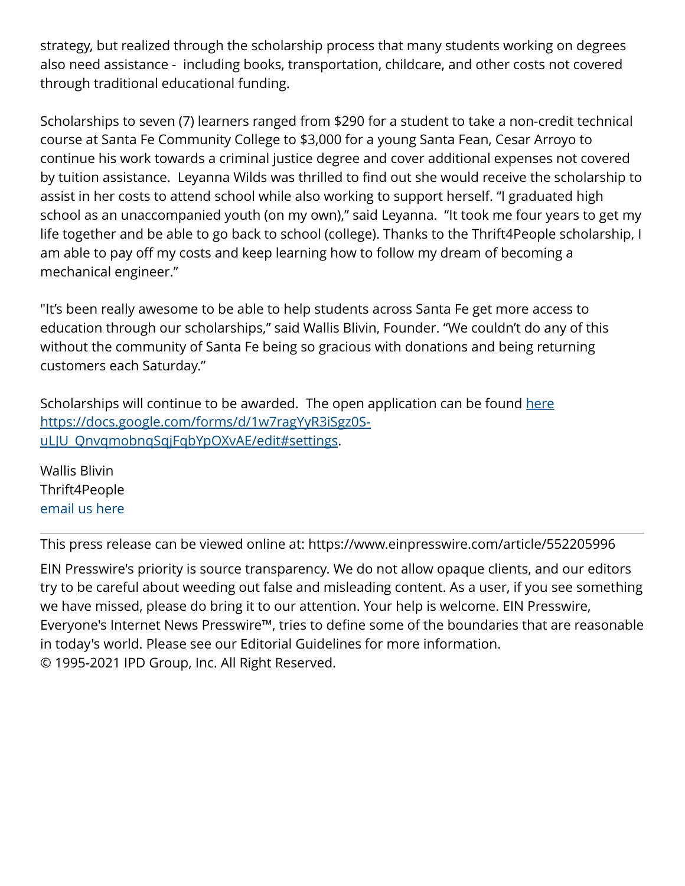strategy, but realized through the scholarship process that many students working on degrees also need assistance - including books, transportation, childcare, and other costs not covered through traditional educational funding.

Scholarships to seven (7) learners ranged from $290 for a student to take a non-credit technical course at Santa Fe Community College to $3,000 for a young Santa Fean, Cesar Arroyo to continue his work towards a criminal justice degree and cover additional expenses not covered by tuition assistance. Leyanna Wilds was thrilled to find out she would receive the scholarship to assist in her costs to attend school while also working to support herself. “I graduated high school as an unaccompanied youth (on my own),” said Leyanna. “It took me four years to get my life together and be able to go back to school (college). Thanks to the Thrift4People scholarship, I am able to pay off my costs and keep learning how to follow my dream of becoming a mechanical engineer.”

"It’s been really awesome to be able to help students across Santa Fe get more access to education through our scholarships,” said Wallis Blivin, Founder. “We couldn’t do any of this without the community of Santa Fe being so gracious with donations and being returning customers each Saturday.”

Scholarships will continue to be awarded. The open application can be found [here https://docs.google.com/forms/d/1w7ragYyR3iSgz0S-uLJU_QnvqmobnqSqjFqbYpOXvAE/edit#settings](https://docs.google.com/forms/d/1w7ragYyR3iSgz0S-uLJU_QnvqmobnqSqjFqbYpOXvAE/edit#settings).

Wallis Blivin
Thrift4People
email us here

---

This press release can be viewed online at: https://www.einpresswire.com/article/552205996

EIN Presswire's priority is source transparency. We do not allow opaque clients, and our editors try to be careful about weeding out false and misleading content. As a user, if you see something we have missed, please do bring it to our attention. Your help is welcome. EIN Presswire, Everyone's Internet News Presswire™, tries to define some of the boundaries that are reasonable in today's world. Please see our Editorial Guidelines for more information.
© 1995-2021 IPD Group, Inc. All Right Reserved.